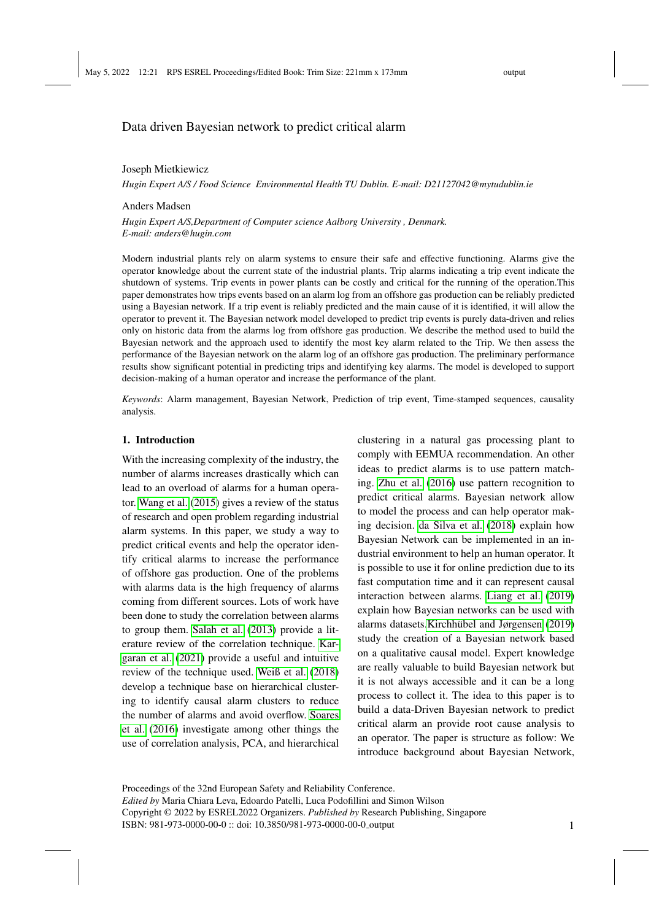# Data driven Bayesian network to predict critical alarm

Joseph Mietkiewicz

*Hugin Expert A/S / Food Science Environmental Health TU Dublin. E-mail: D21127042@mytudublin.ie*

Anders Madsen

*Hugin Expert A/S,Department of Computer science Aalborg University , Denmark.*
*E-mail: anders@hugin.com*

Modern industrial plants rely on alarm systems to ensure their safe and effective functioning. Alarms give the operator knowledge about the current state of the industrial plants. Trip alarms indicating a trip event indicate the shutdown of systems. Trip events in power plants can be costly and critical for the running of the operation.This paper demonstrates how trips events based on an alarm log from an offshore gas production can be reliably predicted using a Bayesian network. If a trip event is reliably predicted and the main cause of it is identified, it will allow the operator to prevent it. The Bayesian network model developed to predict trip events is purely data-driven and relies only on historic data from the alarms log from offshore gas production. We describe the method used to build the Bayesian network and the approach used to identify the most key alarm related to the Trip. We then assess the performance of the Bayesian network on the alarm log of an offshore gas production. The preliminary performance results show significant potential in predicting trips and identifying key alarms. The model is developed to support decision-making of a human operator and increase the performance of the plant.

*Keywords*: Alarm management, Bayesian Network, Prediction of trip event, Time-stamped sequences, causality analysis.

## 1. Introduction

With the increasing complexity of the industry, the number of alarms increases drastically which can lead to an overload of alarms for a human operator. Wang et al. (2015) gives a review of the status of research and open problem regarding industrial alarm systems. In this paper, we study a way to predict critical events and help the operator identify critical alarms to increase the performance of offshore gas production. One of the problems with alarms data is the high frequency of alarms coming from different sources. Lots of work have been done to study the correlation between alarms to group them. Salah et al. (2013) provide a literature review of the correlation technique. Kargaran et al. (2021) provide a useful and intuitive review of the technique used. Weiß et al. (2018) develop a technique base on hierarchical clustering to identify causal alarm clusters to reduce the number of alarms and avoid overflow. Soares et al. (2016) investigate among other things the use of correlation analysis, PCA, and hierarchical clustering in a natural gas processing plant to comply with EEMUA recommendation. An other ideas to predict alarms is to use pattern matching. Zhu et al. (2016) use pattern recognition to predict critical alarms. Bayesian network allow to model the process and can help operator making decision. da Silva et al. (2018) explain how Bayesian Network can be implemented in an industrial environment to help an human operator. It is possible to use it for online prediction due to its fast computation time and it can represent causal interaction between alarms. Liang et al. (2019) explain how Bayesian networks can be used with alarms datasets.Kirchhübel and Jørgensen (2019) study the creation of a Bayesian network based on a qualitative causal model. Expert knowledge are really valuable to build Bayesian network but it is not always accessible and it can be a long process to collect it. The idea to this paper is to build a data-Driven Bayesian network to predict critical alarm an provide root cause analysis to an operator. The paper is structure as follow: We introduce background about Bayesian Network,

Proceedings of the 32nd European Safety and Reliability Conference.
*Edited by* Maria Chiara Leva, Edoardo Patelli, Luca Podofillini and Simon Wilson
Copyright © 2022 by ESREL2022 Organizers. *Published by* Research Publishing, Singapore
ISBN: 981-973-0000-00-0 :: doi: 10.3850/981-973-0000-00-0_output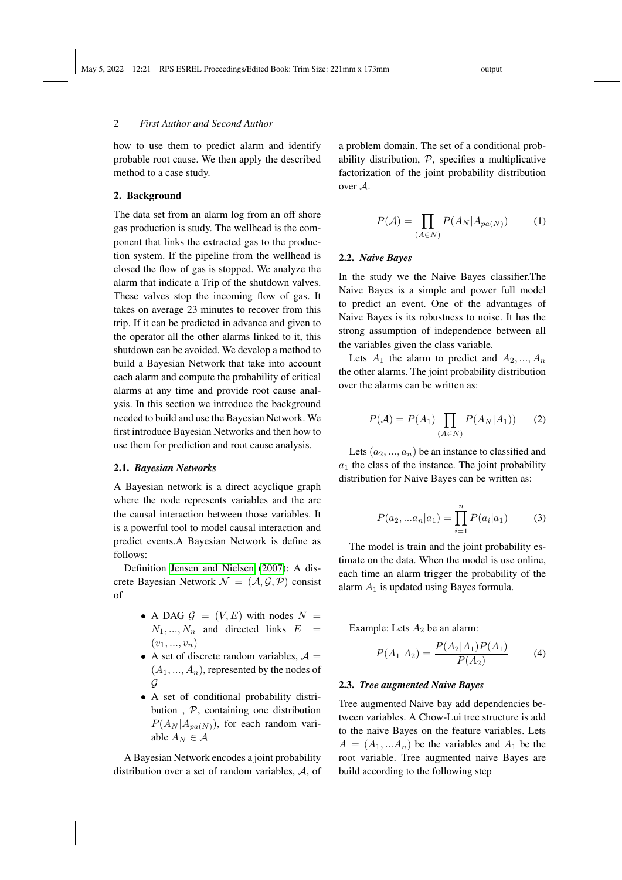how to use them to predict alarm and identify probable root cause. We then apply the described method to a case study.

## 2. Background

The data set from an alarm log from an off shore gas production is study. The wellhead is the component that links the extracted gas to the production system. If the pipeline from the wellhead is closed the flow of gas is stopped. We analyze the alarm that indicate a Trip of the shutdown valves. These valves stop the incoming flow of gas. It takes on average 23 minutes to recover from this trip. If it can be predicted in advance and given to the operator all the other alarms linked to it, this shutdown can be avoided. We develop a method to build a Bayesian Network that take into account each alarm and compute the probability of critical alarms at any time and provide root cause analysis. In this section we introduce the background needed to build and use the Bayesian Network. We first introduce Bayesian Networks and then how to use them for prediction and root cause analysis.

### 2.1. *Bayesian Networks*

A Bayesian network is a direct acyclique graph where the node represents variables and the arc the causal interaction between those variables. It is a powerful tool to model causal interaction and predict events.A Bayesian Network is define as follows:

Definition Jensen and Nielsen (2007): A discrete Bayesian Network $\mathcal{N} = (\mathcal{A}, \mathcal{G}, \mathcal{P})$ consist of

- A DAG $\mathcal{G} = (V, E)$ with nodes $N = N_1, ..., N_n$ and directed links $E = (v_1, ..., v_n)$
- A set of discrete random variables, $\mathcal{A} = (A_1, ..., A_n)$, represented by the nodes of $\mathcal{G}$
- A set of conditional probability distribution , $\mathcal{P}$, containing one distribution $P(A_N|A_{pa(N)})$, for each random variable $A_N \in \mathcal{A}$

A Bayesian Network encodes a joint probability distribution over a set of random variables, $\mathcal{A}$, of a problem domain. The set of a conditional probability distribution, $\mathcal{P}$, specifies a multiplicative factorization of the joint probability distribution over $\mathcal{A}$.

$$P(\mathcal{A}) = \prod_{(A \in N)} P(A_N|A_{pa(N)}) \tag{1}$$

### 2.2. *Naive Bayes*

In the study we the Naive Bayes classifier.The Naive Bayes is a simple and power full model to predict an event. One of the advantages of Naive Bayes is its robustness to noise. It has the strong assumption of independence between all the variables given the class variable.

Lets $A_1$ the alarm to predict and $A_2, ..., A_n$ the other alarms. The joint probability distribution over the alarms can be written as:

$$P(\mathcal{A}) = P(A_1) \prod_{(A \in N)} P(A_N|A_1)) \tag{2}$$

Lets $(a_2, ..., a_n)$ be an instance to classified and $a_1$ the class of the instance. The joint probability distribution for Naive Bayes can be written as:

$$P(a_2, ...a_n|a_1) = \prod_{i=1}^{n} P(a_i|a_1) \tag{3}$$

The model is train and the joint probability estimate on the data. When the model is use online, each time an alarm trigger the probability of the alarm $A_1$ is updated using Bayes formula.

Example: Lets $A_2$ be an alarm:

$$P(A_1|A_2) = \frac{P(A_2|A_1)P(A_1)}{P(A_2)} \tag{4}$$

### 2.3. *Tree augmented Naive Bayes*

Tree augmented Naive bay add dependencies between variables. A Chow-Lui tree structure is add to the naive Bayes on the feature variables. Lets $A = (A_1, ...A_n)$ be the variables and $A_1$ be the root variable. Tree augmented naive Bayes are build according to the following step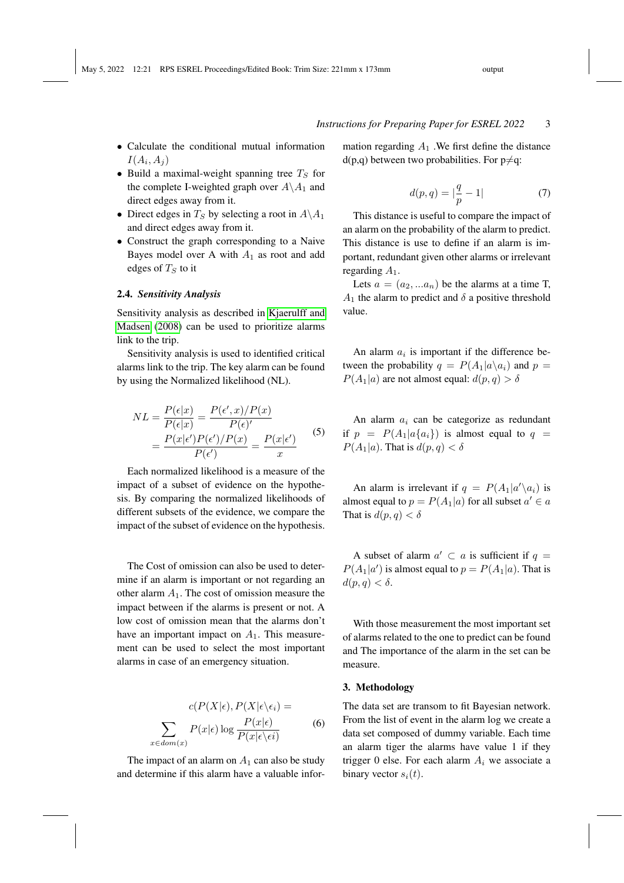- Calculate the conditional mutual information $I(A_i, A_j)$
- Build a maximal-weight spanning tree $T_S$ for the complete I-weighted graph over $A\backslash A_1$ and direct edges away from it.
- Direct edges in $T_S$ by selecting a root in $A\backslash A_1$ and direct edges away from it.
- Construct the graph corresponding to a Naive Bayes model over A with $A_1$ as root and add edges of $T_S$ to it

### 2.4. *Sensitivity Analysis*

Sensitivity analysis as described in Kjaerulff and Madsen (2008) can be used to prioritize alarms link to the trip.

Sensitivity analysis is used to identified critical alarms link to the trip. The key alarm can be found by using the Normalized likelihood (NL).

$$
\begin{aligned}
NL = \frac{P(\epsilon|x)}{P(\epsilon|x)} = \frac{P(\epsilon', x)/P(x)}{P(\epsilon)'} \\
= \frac{P(x|\epsilon')P(\epsilon')/P(x)}{P(\epsilon')} = \frac{P(x|\epsilon')}{x}
\end{aligned}
\tag{5}
$$

Each normalized likelihood is a measure of the impact of a subset of evidence on the hypothesis. By comparing the normalized likelihoods of different subsets of the evidence, we compare the impact of the subset of evidence on the hypothesis.

The Cost of omission can also be used to determine if an alarm is important or not regarding an other alarm $A_1$. The cost of omission measure the impact between if the alarms is present or not. A low cost of omission mean that the alarms don't have an important impact on $A_1$. This measurement can be used to select the most important alarms in case of an emergency situation.

$$
\begin{aligned}
c(P(X|\epsilon), P(X|\epsilon\backslash\epsilon_i) = \\
\sum_{x\in dom(x)} P(x|\epsilon) \log \frac{P(x|\epsilon)}{P(x|\epsilon\backslash\epsilon i)}
\end{aligned}
\tag{6}
$$

The impact of an alarm on $A_1$ can also be study and determine if this alarm have a valuable information regarding $A_1$ .We first define the distance d(p,q) between two probabilities. For p$\neq$q:

$$
d(p,q) = |\frac{q}{p} - 1| \tag{7}
$$

This distance is useful to compare the impact of an alarm on the probability of the alarm to predict. This distance is use to define if an alarm is important, redundant given other alarms or irrelevant regarding $A_1$.

Lets $a = (a_2, ...a_n)$ be the alarms at a time T, $A_1$ the alarm to predict and $\delta$ a positive threshold value.

An alarm $a_i$ is important if the difference between the probability $q = P(A_1|a\backslash a_i)$ and $p = P(A_1|a)$ are not almost equal: $d(p,q) > \delta$

An alarm $a_i$ can be categorize as redundant if $p = P(A_1|a\{a_i\})$ is almost equal to $q = P(A_1|a)$. That is $d(p,q) < \delta$

An alarm is irrelevant if $q = P(A_1|a'\backslash a_i)$ is almost equal to $p = P(A_1|a)$ for all subset $a' \in a$ That is $d(p,q) < \delta$

A subset of alarm $a' \subset a$ is sufficient if $q = P(A_1|a')$ is almost equal to $p = P(A_1|a)$. That is $d(p,q) < \delta$.

With those measurement the most important set of alarms related to the one to predict can be found and The importance of the alarm in the set can be measure.

## 3. Methodology

The data set are transom to fit Bayesian network. From the list of event in the alarm log we create a data set composed of dummy variable. Each time an alarm tiger the alarms have value 1 if they trigger 0 else. For each alarm $A_i$ we associate a binary vector $s_i(t)$.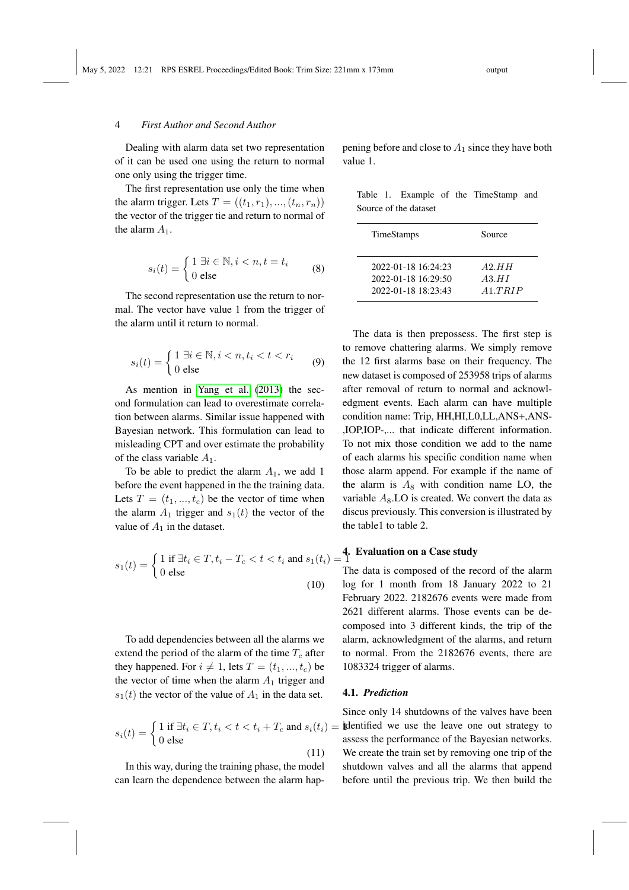Dealing with alarm data set two representation of it can be used one using the return to normal one only using the trigger time.

The first representation use only the time when the alarm trigger. Lets $T = ((t_1, r_1), ..., (t_n, r_n))$ the vector of the trigger tie and return to normal of the alarm $A_1$.

$$s_i(t) = \begin{cases} 1 \; \exists i \in \mathbb{N}, i < n, t = t_i \\ 0 \text{ else} \end{cases} \tag{8}$$

The second representation use the return to normal. The vector have value 1 from the trigger of the alarm until it return to normal.

$$s_i(t) = \begin{cases} 1 \; \exists i \in \mathbb{N}, i < n, t_i < t < r_i \\ 0 \text{ else} \end{cases} \tag{9}$$

As mention in Yang et al. (2013) the second formulation can lead to overestimate correlation between alarms. Similar issue happened with Bayesian network. This formulation can lead to misleading CPT and over estimate the probability of the class variable $A_1$.

To be able to predict the alarm $A_1$, we add 1 before the event happened in the the training data. Lets $T = (t_1, ..., t_c)$ be the vector of time when the alarm $A_1$ trigger and $s_1(t)$ the vector of the value of $A_1$ in the dataset.

$$s_1(t) = \begin{cases} 1 \text{ if } \exists t_i \in T, t_i - T_c < t < t_i \text{ and } s_1(t_i) = 1 \\ 0 \text{ else} \end{cases} \tag{10}$$

To add dependencies between all the alarms we extend the period of the alarm of the time $T_c$ after they happened. For $i \neq 1$, lets $T = (t_1, ..., t_c)$ be the vector of time when the alarm $A_1$ trigger and $s_1(t)$ the vector of the value of $A_1$ in the data set.

$$s_i(t) = \begin{cases} 1 \text{ if } \exists t_i \in T, t_i < t < t_i + T_c \text{ and } s_i(t_i) = 1 \\ 0 \text{ else} \end{cases} \tag{11}$$

In this way, during the training phase, the model can learn the dependence between the alarm happening before and close to $A_1$ since they have both value 1.

Table 1. Example of the TimeStamp and Source of the dataset

| TimeStamps | Source |
|---|---|
| 2022-01-18 16:24:23 | $A2.HH$ |
| 2022-01-18 16:29:50 | $A3.HI$ |
| 2022-01-18 18:23:43 | $A1.TRIP$ |

The data is then prepossess. The first step is to remove chattering alarms. We simply remove the 12 first alarms base on their frequency. The new dataset is composed of 253958 trips of alarms after removal of return to normal and acknowledgment events. Each alarm can have multiple condition name: Trip, HH,HI,L0,LL,ANS+,ANS-,IOP,IOP-,... that indicate different information. To not mix those condition we add to the name of each alarms his specific condition name when those alarm append. For example if the name of the alarm is $A_8$ with condition name LO, the variable $A_8$.LO is created. We convert the data as discus previously. This conversion is illustrated by the table1 to table 2.

## 4. Evaluation on a Case study

The data is composed of the record of the alarm log for 1 month from 18 January 2022 to 21 February 2022. 2182676 events were made from 2621 different alarms. Those events can be decomposed into 3 different kinds, the trip of the alarm, acknowledgment of the alarms, and return to normal. From the 2182676 events, there are 1083324 trigger of alarms.

### 4.1. *Prediction*

Since only 14 shutdowns of the valves have been identified we use the leave one out strategy to assess the performance of the Bayesian networks. We create the train set by removing one trip of the shutdown valves and all the alarms that append before until the previous trip. We then build the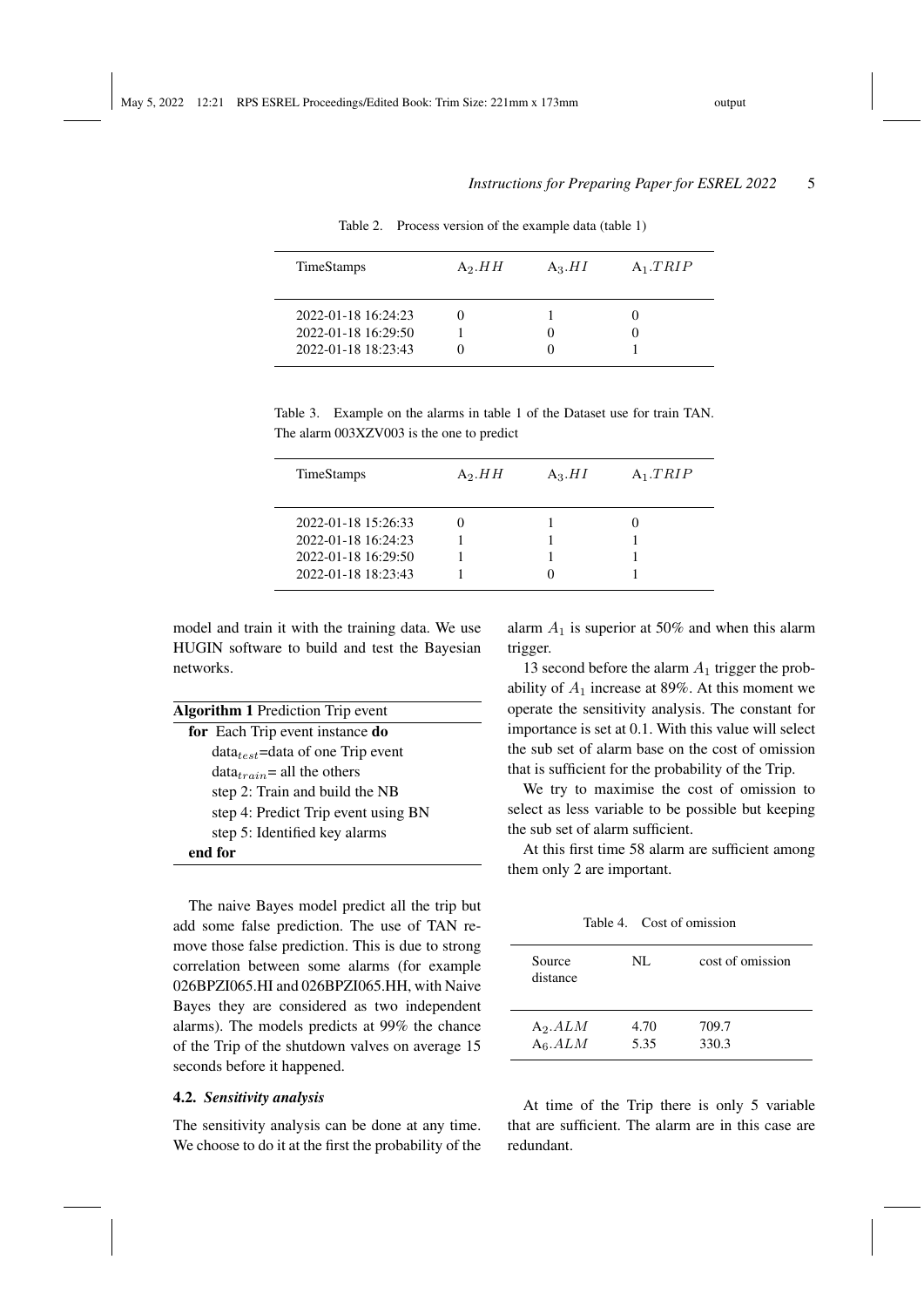Table 2. Process version of the example data (table 1)

| TimeStamps | $A_2.HH$ | $A_3.HI$ | $A_1.TRIP$ |
|---|---|---|---|
| 2022-01-18 16:24:23 | 0 | 1 | 0 |
| 2022-01-18 16:29:50 | 1 | 0 | 0 |
| 2022-01-18 18:23:43 | 0 | 0 | 1 |

Table 3. Example on the alarms in table 1 of the Dataset use for train TAN. The alarm 003XZV003 is the one to predict

| TimeStamps | $A_2.HH$ | $A_3.HI$ | $A_1.TRIP$ |
|---|---|---|---|
| 2022-01-18 15:26:33 | 0 | 1 | 0 |
| 2022-01-18 16:24:23 | 1 | 1 | 1 |
| 2022-01-18 16:29:50 | 1 | 1 | 1 |
| 2022-01-18 18:23:43 | 1 | 0 | 1 |

model and train it with the training data. We use HUGIN software to build and test the Bayesian networks.

```
Algorithm 1 Prediction Trip event
for Each Trip event instance do
    data_test=data of one Trip event
    data_train= all the others
    step 2: Train and build the NB
    step 4: Predict Trip event using BN
    step 5: Identified key alarms
end for
```

The naive Bayes model predict all the trip but add some false prediction. The use of TAN remove those false prediction. This is due to strong correlation between some alarms (for example 026BPZI065.HI and 026BPZI065.HH, with Naive Bayes they are considered as two independent alarms). The models predicts at 99% the chance of the Trip of the shutdown valves on average 15 seconds before it happened.

### 4.2. *Sensitivity analysis*

The sensitivity analysis can be done at any time. We choose to do it at the first the probability of the alarm $A_1$ is superior at 50% and when this alarm trigger.

13 second before the alarm $A_1$ trigger the probability of $A_1$ increase at 89%. At this moment we operate the sensitivity analysis. The constant for importance is set at 0.1. With this value will select the sub set of alarm base on the cost of omission that is sufficient for the probability of the Trip.

We try to maximise the cost of omission to select as less variable to be possible but keeping the sub set of alarm sufficient.

At this first time 58 alarm are sufficient among them only 2 are important.

Table 4. Cost of omission

| Source distance | NL | cost of omission |
|---|---|---|
| $A_2.ALM$ | 4.70 | 709.7 |
| $A_6.ALM$ | 5.35 | 330.3 |

At time of the Trip there is only 5 variable that are sufficient. The alarm are in this case are redundant.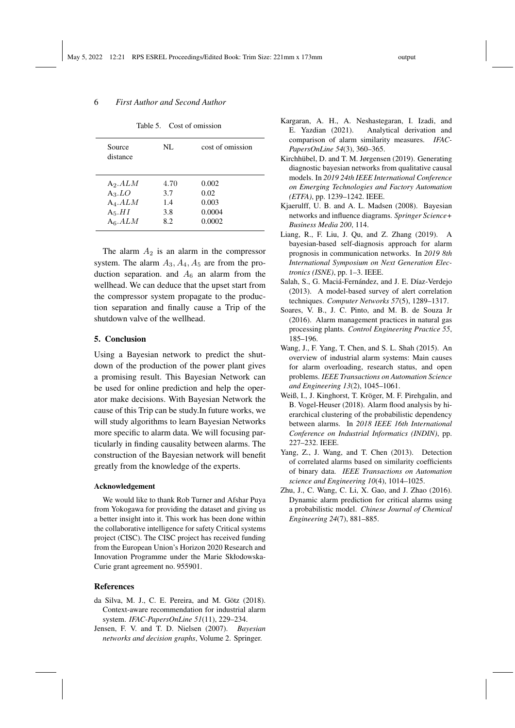Table 5. Cost of omission

| Source distance | NL | cost of omission |
|---|---|---|
| $A_2.ALM$ | 4.70 | 0.002 |
| $A_3.LO$ | 3.7 | 0.02 |
| $A_4.ALM$ | 1.4 | 0.003 |
| $A_5.HI$ | 3.8 | 0.0004 |
| $A_6.ALM$ | 8.2 | 0.0002 |

The alarm $A_2$ is an alarm in the compressor system. The alarm $A_3, A_4, A_5$ are from the production separation. and $A_6$ an alarm from the wellhead. We can deduce that the upset start from the compressor system propagate to the production separation and finally cause a Trip of the shutdown valve of the wellhead.

## 5. Conclusion

Using a Bayesian network to predict the shutdown of the production of the power plant gives a promising result. This Bayesian Network can be used for online prediction and help the operator make decisions. With Bayesian Network the cause of this Trip can be study.In future works, we will study algorithms to learn Bayesian Networks more specific to alarm data. We will focusing particularly in finding causality between alarms. The construction of the Bayesian network will benefit greatly from the knowledge of the experts.

### Acknowledgement

We would like to thank Rob Turner and Afshar Puya from Yokogawa for providing the dataset and giving us a better insight into it. This work has been done within the collaborative intelligence for safety Critical systems project (CISC). The CISC project has received funding from the European Union's Horizon 2020 Research and Innovation Programme under the Marie Skłodowska-Curie grant agreement no. 955901.

## References

da Silva, M. J., C. E. Pereira, and M. Götz (2018). Context-aware recommendation for industrial alarm system. *IFAC-PapersOnLine 51*(11), 229–234.

Jensen, F. V. and T. D. Nielsen (2007). *Bayesian networks and decision graphs*, Volume 2. Springer.

Kargaran, A. H., A. Neshastegaran, I. Izadi, and E. Yazdian (2021). Analytical derivation and comparison of alarm similarity measures. *IFAC-PapersOnLine 54*(3), 360–365.

Kirchhübel, D. and T. M. Jørgensen (2019). Generating diagnostic bayesian networks from qualitative causal models. In *2019 24th IEEE International Conference on Emerging Technologies and Factory Automation (ETFA)*, pp. 1239–1242. IEEE.

Kjaerulff, U. B. and A. L. Madsen (2008). Bayesian networks and influence diagrams. *Springer Science+ Business Media 200*, 114.

Liang, R., F. Liu, J. Qu, and Z. Zhang (2019). A bayesian-based self-diagnosis approach for alarm prognosis in communication networks. In *2019 8th International Symposium on Next Generation Electronics (ISNE)*, pp. 1–3. IEEE.

Salah, S., G. Maciá-Fernández, and J. E. Díaz-Verdejo (2013). A model-based survey of alert correlation techniques. *Computer Networks 57*(5), 1289–1317.

Soares, V. B., J. C. Pinto, and M. B. de Souza Jr (2016). Alarm management practices in natural gas processing plants. *Control Engineering Practice 55*, 185–196.

Wang, J., F. Yang, T. Chen, and S. L. Shah (2015). An overview of industrial alarm systems: Main causes for alarm overloading, research status, and open problems. *IEEE Transactions on Automation Science and Engineering 13*(2), 1045–1061.

Weiß, I., J. Kinghorst, T. Kröger, M. F. Pirehgalin, and B. Vogel-Heuser (2018). Alarm flood analysis by hierarchical clustering of the probabilistic dependency between alarms. In *2018 IEEE 16th International Conference on Industrial Informatics (INDIN)*, pp. 227–232. IEEE.

Yang, Z., J. Wang, and T. Chen (2013). Detection of correlated alarms based on similarity coefficients of binary data. *IEEE Transactions on Automation science and Engineering 10*(4), 1014–1025.

Zhu, J., C. Wang, C. Li, X. Gao, and J. Zhao (2016). Dynamic alarm prediction for critical alarms using a probabilistic model. *Chinese Journal of Chemical Engineering 24*(7), 881–885.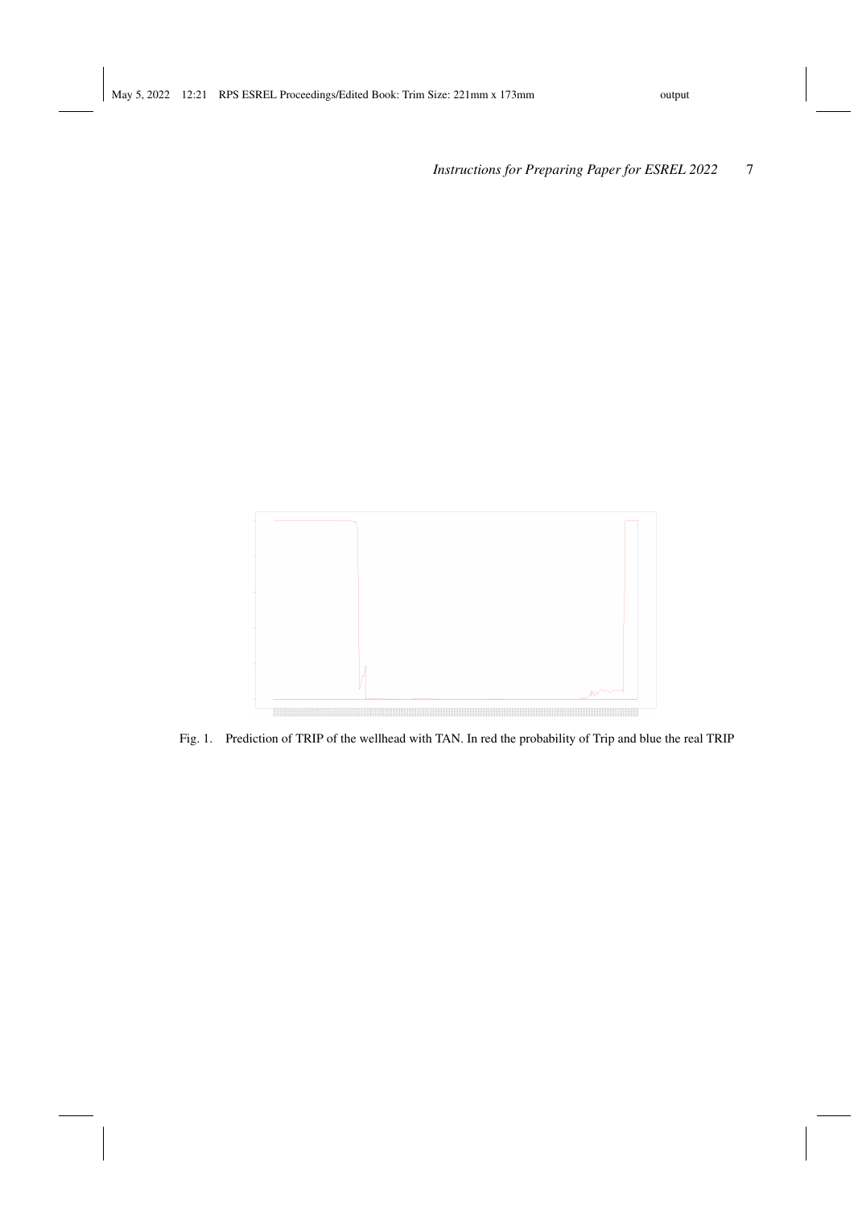Fig. 1. Prediction of TRIP of the wellhead with TAN. In red the probability of Trip and blue the real TRIP